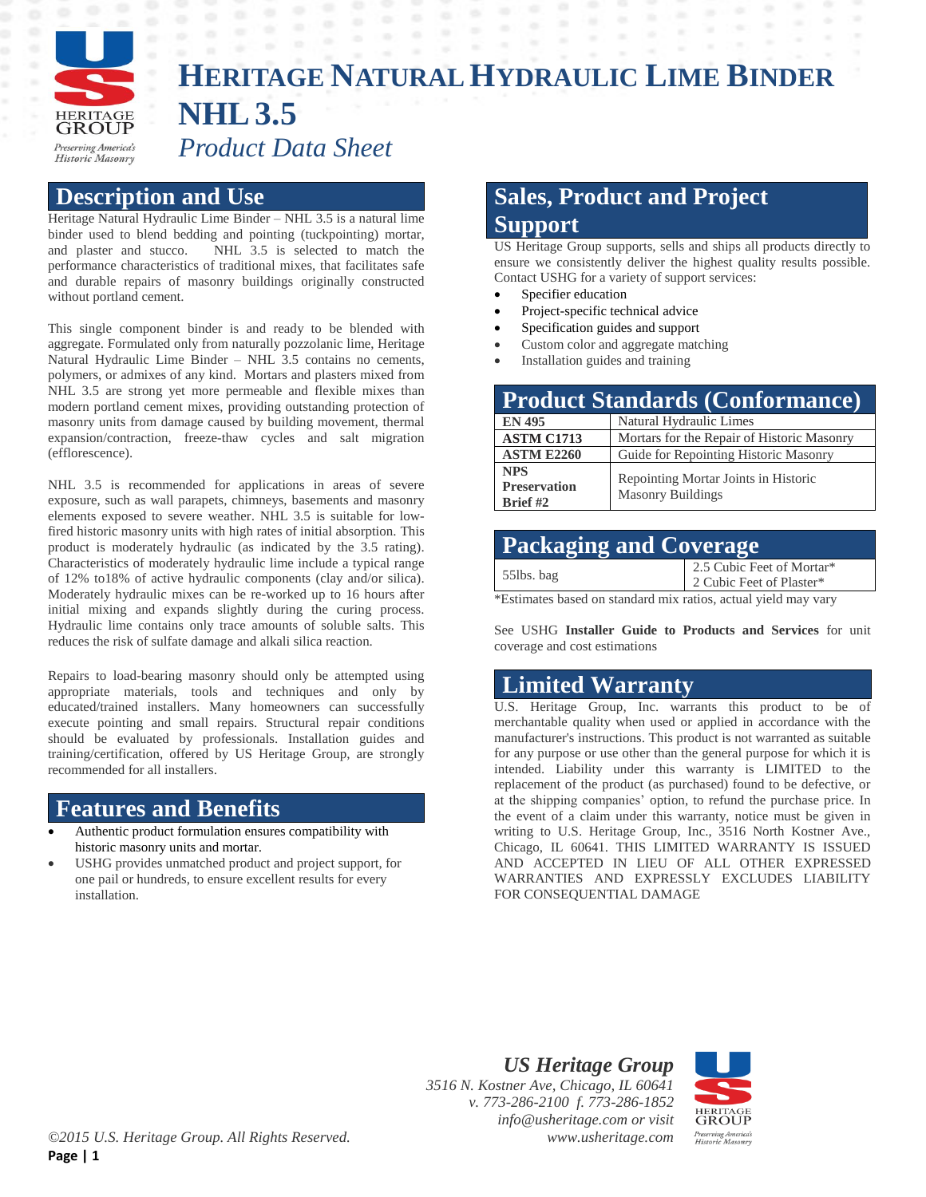# HERITAGE NATURAL HYDRAULIC LIME BINDER NHL 3.5

*Product Data Sheet*

## Description and Use

Heritage Natural Hydraulic Lime Binder – NHL 3.5 is a natural lime binder used to blend bedding and pointing (tuckpointing) mortar, and plaster and stucco. NHL 3.5 is selected to match the performance characteristics of traditional mixes, that facilitates safe and durable repairs of masonry buildings originally constructed without portland cement.

This single component binder is and ready to be blended with aggregate. Formulated only from naturally pozzolanic lime, Heritage Natural Hydraulic Lime Binder – NHL 3.5 contains no cements, polymers, or admixes of any kind. Mortars and plasters mixed from NHL 3.5 are strong yet more permeable and flexible mixes than modern portland cement mixes, providing outstanding protection of masonry units from damage caused by building movement, thermal expansion/contraction, freeze-thaw cycles and salt migration (efflorescence).

NHL 3.5 is recommended for applications in areas of severe exposure, such as wall parapets, chimneys, basements and masonry elements exposed to severe weather. NHL 3.5 is suitable for low-fired historic masonry units with high rates of initial absorption. This product is moderately hydraulic (as indicated by the 3.5 rating). Characteristics of moderately hydraulic lime include a typical range of 12% to18% of active hydraulic components (clay and/or silica). Moderately hydraulic mixes can be re-worked up to 16 hours after initial mixing and expands slightly during the curing process. Hydraulic lime contains only trace amounts of soluble salts. This reduces the risk of sulfate damage and alkali silica reaction.

Repairs to load-bearing masonry should only be attempted using appropriate materials, tools and techniques and only by educated/trained installers. Many homeowners can successfully execute pointing and small repairs. Structural repair conditions should be evaluated by professionals. Installation guides and training/certification, offered by US Heritage Group, are strongly recommended for all installers.

## Features and Benefits

- Authentic product formulation ensures compatibility with historic masonry units and mortar.
- USHG provides unmatched product and project support, for one pail or hundreds, to ensure excellent results for every installation.

## Sales, Product and Project Support

US Heritage Group supports, sells and ships all products directly to ensure we consistently deliver the highest quality results possible. Contact USHG for a variety of support services:

- Specifier education
- Project-specific technical advice
- Specification guides and support
- Custom color and aggregate matching
- Installation guides and training

## Product Standards (Conformance)

| | |
|---|---|
| **EN 495** | Natural Hydraulic Limes |
| **ASTM C1713** | Mortars for the Repair of Historic Masonry |
| **ASTM E2260** | Guide for Repointing Historic Masonry |
| **NPS Preservation Brief #2** | Repointing Mortar Joints in Historic Masonry Buildings |

## Packaging and Coverage

| | |
|---|---|
| 55lbs. bag | 2.5 Cubic Feet of Mortar*<br>2 Cubic Feet of Plaster* |

*Estimates based on standard mix ratios, actual yield may vary

See USHG **Installer Guide to Products and Services** for unit coverage and cost estimations

## Limited Warranty

U.S. Heritage Group, Inc. warrants this product to be of merchantable quality when used or applied in accordance with the manufacturer's instructions. This product is not warranted as suitable for any purpose or use other than the general purpose for which it is intended. Liability under this warranty is LIMITED to the replacement of the product (as purchased) found to be defective, or at the shipping companies' option, to refund the purchase price. In the event of a claim under this warranty, notice must be given in writing to U.S. Heritage Group, Inc., 3516 North Kostner Ave., Chicago, IL 60641. THIS LIMITED WARRANTY IS ISSUED AND ACCEPTED IN LIEU OF ALL OTHER EXPRESSED WARRANTIES AND EXPRESSLY EXCLUDES LIABILITY FOR CONSEQUENTIAL DAMAGE

***US Heritage Group***
*3516 N. Kostner Ave, Chicago, IL 60641*
*v. 773-286-2100 f. 773-286-1852*
*info@usheritage.com or visit*
*www.usheritage.com*

*©2015 U.S. Heritage Group. All Rights Reserved.*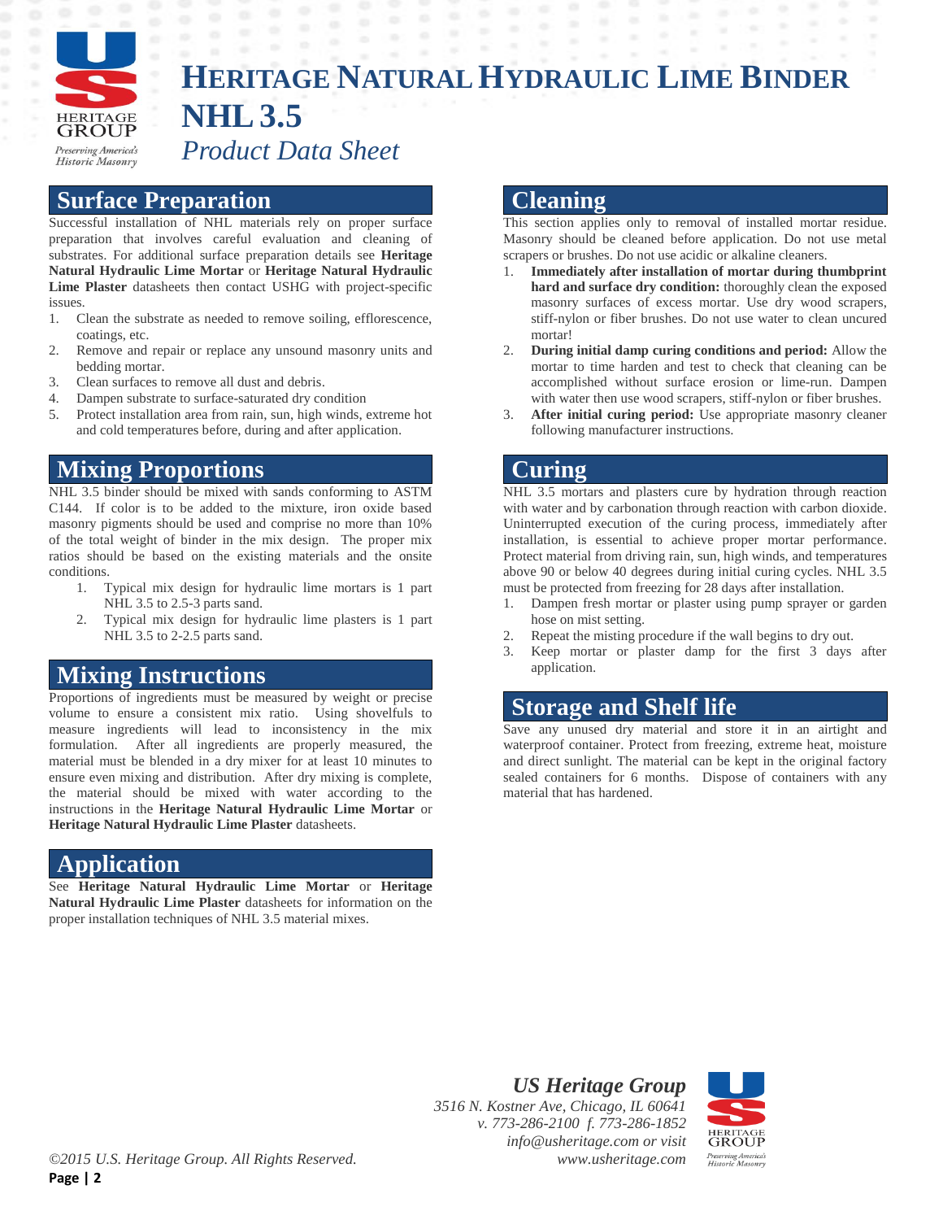# HERITAGE NATURAL HYDRAULIC LIME BINDER NHL 3.5

*Product Data Sheet*

## Surface Preparation

Successful installation of NHL materials rely on proper surface preparation that involves careful evaluation and cleaning of substrates. For additional surface preparation details see **Heritage Natural Hydraulic Lime Mortar** or **Heritage Natural Hydraulic Lime Plaster** datasheets then contact USHG with project-specific issues.

1. Clean the substrate as needed to remove soiling, efflorescence, coatings, etc.
2. Remove and repair or replace any unsound masonry units and bedding mortar.
3. Clean surfaces to remove all dust and debris.
4. Dampen substrate to surface-saturated dry condition
5. Protect installation area from rain, sun, high winds, extreme hot and cold temperatures before, during and after application.

## Mixing Proportions

NHL 3.5 binder should be mixed with sands conforming to ASTM C144. If color is to be added to the mixture, iron oxide based masonry pigments should be used and comprise no more than 10% of the total weight of binder in the mix design. The proper mix ratios should be based on the existing materials and the onsite conditions.

1. Typical mix design for hydraulic lime mortars is 1 part NHL 3.5 to 2.5-3 parts sand.
2. Typical mix design for hydraulic lime plasters is 1 part NHL 3.5 to 2-2.5 parts sand.

## Mixing Instructions

Proportions of ingredients must be measured by weight or precise volume to ensure a consistent mix ratio. Using shovelfuls to measure ingredients will lead to inconsistency in the mix formulation. After all ingredients are properly measured, the material must be blended in a dry mixer for at least 10 minutes to ensure even mixing and distribution. After dry mixing is complete, the material should be mixed with water according to the instructions in the **Heritage Natural Hydraulic Lime Mortar** or **Heritage Natural Hydraulic Lime Plaster** datasheets.

## Application

See **Heritage Natural Hydraulic Lime Mortar** or **Heritage Natural Hydraulic Lime Plaster** datasheets for information on the proper installation techniques of NHL 3.5 material mixes.

## Cleaning

This section applies only to removal of installed mortar residue. Masonry should be cleaned before application. Do not use metal scrapers or brushes. Do not use acidic or alkaline cleaners.

1. **Immediately after installation of mortar during thumbprint hard and surface dry condition:** thoroughly clean the exposed masonry surfaces of excess mortar. Use dry wood scrapers, stiff-nylon or fiber brushes. Do not use water to clean uncured mortar!
2. **During initial damp curing conditions and period:** Allow the mortar to time harden and test to check that cleaning can be accomplished without surface erosion or lime-run. Dampen with water then use wood scrapers, stiff-nylon or fiber brushes.
3. **After initial curing period:** Use appropriate masonry cleaner following manufacturer instructions.

## Curing

NHL 3.5 mortars and plasters cure by hydration through reaction with water and by carbonation through reaction with carbon dioxide. Uninterrupted execution of the curing process, immediately after installation, is essential to achieve proper mortar performance. Protect material from driving rain, sun, high winds, and temperatures above 90 or below 40 degrees during initial curing cycles. NHL 3.5 must be protected from freezing for 28 days after installation.

1. Dampen fresh mortar or plaster using pump sprayer or garden hose on mist setting.
2. Repeat the misting procedure if the wall begins to dry out.
3. Keep mortar or plaster damp for the first 3 days after application.

## Storage and Shelf life

Save any unused dry material and store it in an airtight and waterproof container. Protect from freezing, extreme heat, moisture and direct sunlight. The material can be kept in the original factory sealed containers for 6 months. Dispose of containers with any material that has hardened.

*US Heritage Group*
*3516 N. Kostner Ave, Chicago, IL 60641*
*v. 773-286-2100 f. 773-286-1852*
*info@usheritage.com or visit*
*www.usheritage.com*

*©2015 U.S. Heritage Group. All Rights Reserved.*